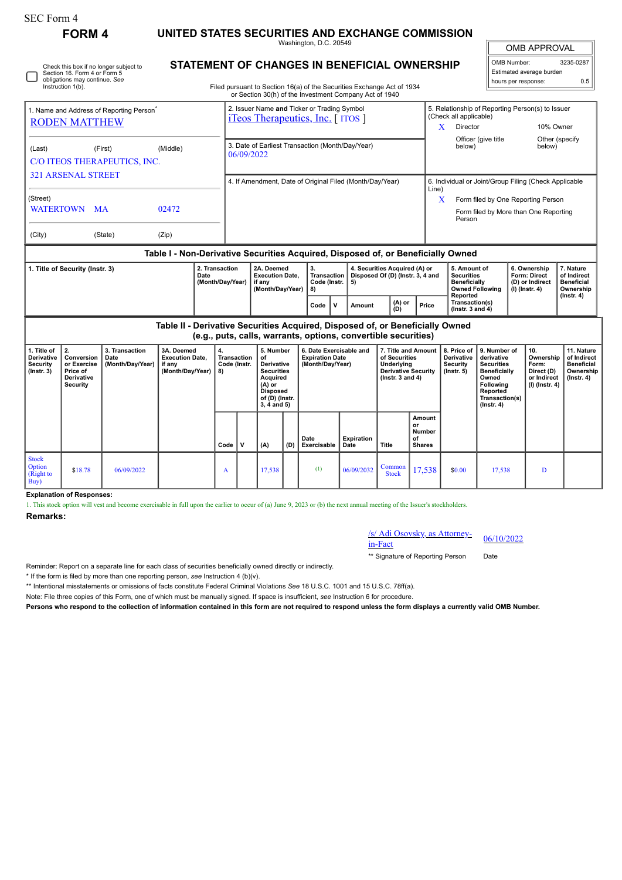SEC Form 4

**FORM 4**

# UNITED STATES SECURITIES AND EXCHANGE COMMISSION

Washington, D.C. 20549

## STATEMENT OF CHANGES IN BENEFICIAL OWNERSHIP

Filed pursuant to Section 16(a) of the Securities Exchange Act of 1934 or Section 30(h) of the Investment Company Act of 1940

| OMB APPROVAL | |
|---|---|
| OMB Number: | 3235-0287 |
| Estimated average burden | |
| hours per response: | 0.5 |

☐ Check this box if no longer subject to Section 16. Form 4 or Form 5 obligations may continue. *See* Instruction 1(b).

1. Name and Address of Reporting Person*
RODEN MATTHEW

(Last) (First) (Middle)
C/O ITEOS THERAPEUTICS, INC.
321 ARSENAL STREET

(Street)
WATERTOWN MA 02472

(City) (State) (Zip)

2. Issuer Name **and** Ticker or Trading Symbol
iTeos Therapeutics, Inc. [ ITOS ]

3. Date of Earliest Transaction (Month/Day/Year)
06/09/2022

4. If Amendment, Date of Original Filed (Month/Day/Year)

5. Relationship of Reporting Person(s) to Issuer (Check all applicable)
X Director
10% Owner
Officer (give title below)
Other (specify below)

6. Individual or Joint/Group Filing (Check Applicable Line)
X Form filed by One Reporting Person
Form filed by More than One Reporting Person

### Table I - Non-Derivative Securities Acquired, Disposed of, or Beneficially Owned

| 1. Title of Security (Instr. 3) | 2. Transaction Date (Month/Day/Year) | 2A. Deemed Execution Date, if any (Month/Day/Year) | 3. Transaction Code (Instr. 8) | | 4. Securities Acquired (A) or Disposed Of (D) (Instr. 3, 4 and 5) | | | 5. Amount of Securities Beneficially Owned Following Reported Transaction(s) (Instr. 3 and 4) | 6. Ownership Form: Direct (D) or Indirect (I) (Instr. 4) | 7. Nature of Indirect Beneficial Ownership (Instr. 4) |
|---|---|---|---|---|---|---|---|---|---|---|
| | | | Code | V | Amount | (A) or (D) | Price | | | |

### Table II - Derivative Securities Acquired, Disposed of, or Beneficially Owned (e.g., puts, calls, warrants, options, convertible securities)

| 1. Title of Derivative Security (Instr. 3) | 2. Conversion or Exercise Price of Derivative Security | 3. Transaction Date (Month/Day/Year) | 3A. Deemed Execution Date, if any (Month/Day/Year) | 4. Transaction Code (Instr. 8) | | 5. Number of Derivative Securities Acquired (A) or Disposed of (D) (Instr. 3, 4 and 5) | | 6. Date Exercisable and Expiration Date (Month/Day/Year) | | 7. Title and Amount of Securities Underlying Derivative Security (Instr. 3 and 4) | | 8. Price of Derivative Security (Instr. 5) | 9. Number of derivative Securities Beneficially Owned Following Reported Transaction(s) (Instr. 4) | 10. Ownership Form: Direct (D) or Indirect (I) (Instr. 4) | 11. Nature of Indirect Beneficial Ownership (Instr. 4) |
|---|---|---|---|---|---|---|---|---|---|---|---|---|---|---|---|
| | | | | Code | V | (A) | (D) | Date Exercisable | Expiration Date | Title | Amount or Number of Shares | | | | |
| Stock Option (Right to Buy) | $18.78 | 06/09/2022 | | A | | 17,538 | | (1) | 06/09/2032 | Common Stock | 17,538 | $0.00 | 17,538 | D | |

**Explanation of Responses:**

1. This stock option will vest and become exercisable in full upon the earlier to occur of (a) June 9, 2023 or (b) the next annual meeting of the Issuer's stockholders.

**Remarks:**

/s/ Adi Osovsky, as Attorney-in-Fact 06/10/2022

** Signature of Reporting Person Date

Reminder: Report on a separate line for each class of securities beneficially owned directly or indirectly.

* If the form is filed by more than one reporting person, *see* Instruction 4 (b)(v).

** Intentional misstatements or omissions of facts constitute Federal Criminal Violations *See* 18 U.S.C. 1001 and 15 U.S.C. 78ff(a).

Note: File three copies of this Form, one of which must be manually signed. If space is insufficient, *see* Instruction 6 for procedure.

**Persons who respond to the collection of information contained in this form are not required to respond unless the form displays a currently valid OMB Number.**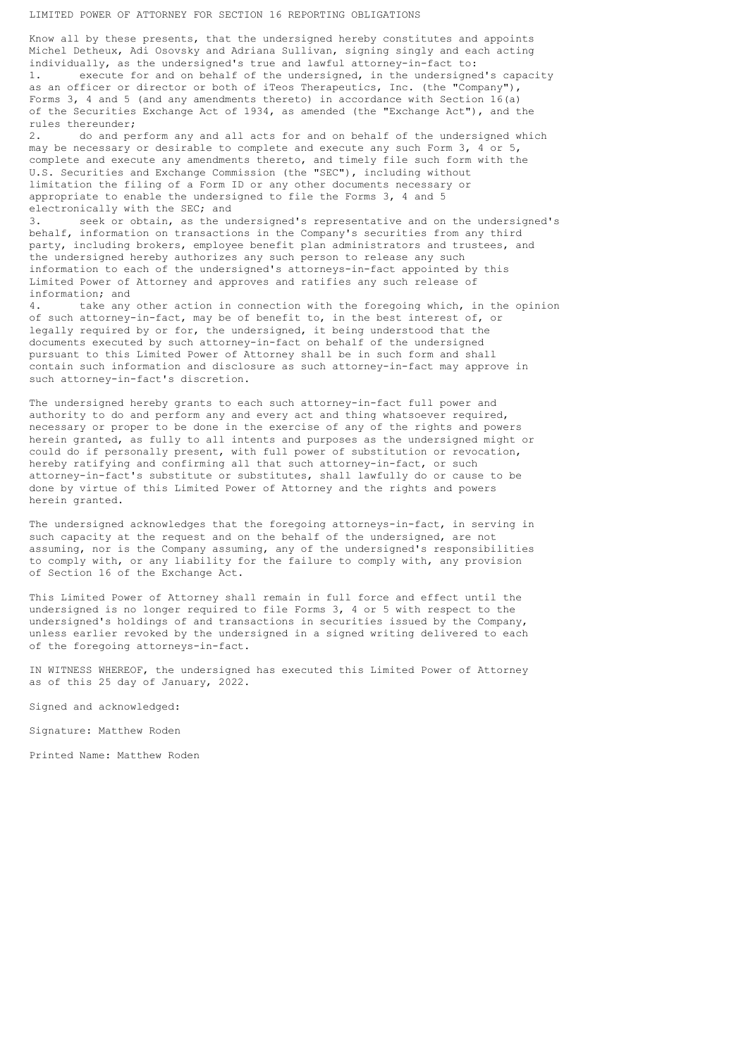# LIMITED POWER OF ATTORNEY FOR SECTION 16 REPORTING OBLIGATIONS

Know all by these presents, that the undersigned hereby constitutes and appoints Michel Detheux, Adi Osovsky and Adriana Sullivan, signing singly and each acting individually, as the undersigned's true and lawful attorney-in-fact to:

1. execute for and on behalf of the undersigned, in the undersigned's capacity as an officer or director or both of iTeos Therapeutics, Inc. (the "Company"), Forms 3, 4 and 5 (and any amendments thereto) in accordance with Section 16(a) of the Securities Exchange Act of 1934, as amended (the "Exchange Act"), and the rules thereunder;
2. do and perform any and all acts for and on behalf of the undersigned which may be necessary or desirable to complete and execute any such Form 3, 4 or 5, complete and execute any amendments thereto, and timely file such form with the U.S. Securities and Exchange Commission (the "SEC"), including without limitation the filing of a Form ID or any other documents necessary or appropriate to enable the undersigned to file the Forms 3, 4 and 5 electronically with the SEC; and
3. seek or obtain, as the undersigned's representative and on the undersigned's behalf, information on transactions in the Company's securities from any third party, including brokers, employee benefit plan administrators and trustees, and the undersigned hereby authorizes any such person to release any such information to each of the undersigned's attorneys-in-fact appointed by this Limited Power of Attorney and approves and ratifies any such release of information; and
4. take any other action in connection with the foregoing which, in the opinion of such attorney-in-fact, may be of benefit to, in the best interest of, or legally required by or for, the undersigned, it being understood that the documents executed by such attorney-in-fact on behalf of the undersigned pursuant to this Limited Power of Attorney shall be in such form and shall contain such information and disclosure as such attorney-in-fact may approve in such attorney-in-fact's discretion.

The undersigned hereby grants to each such attorney-in-fact full power and authority to do and perform any and every act and thing whatsoever required, necessary or proper to be done in the exercise of any of the rights and powers herein granted, as fully to all intents and purposes as the undersigned might or could do if personally present, with full power of substitution or revocation, hereby ratifying and confirming all that such attorney-in-fact, or such attorney-in-fact's substitute or substitutes, shall lawfully do or cause to be done by virtue of this Limited Power of Attorney and the rights and powers herein granted.

The undersigned acknowledges that the foregoing attorneys-in-fact, in serving in such capacity at the request and on the behalf of the undersigned, are not assuming, nor is the Company assuming, any of the undersigned's responsibilities to comply with, or any liability for the failure to comply with, any provision of Section 16 of the Exchange Act.

This Limited Power of Attorney shall remain in full force and effect until the undersigned is no longer required to file Forms 3, 4 or 5 with respect to the undersigned's holdings of and transactions in securities issued by the Company, unless earlier revoked by the undersigned in a signed writing delivered to each of the foregoing attorneys-in-fact.

IN WITNESS WHEREOF, the undersigned has executed this Limited Power of Attorney as of this 25 day of January, 2022.

Signed and acknowledged:

Signature: Matthew Roden

Printed Name: Matthew Roden